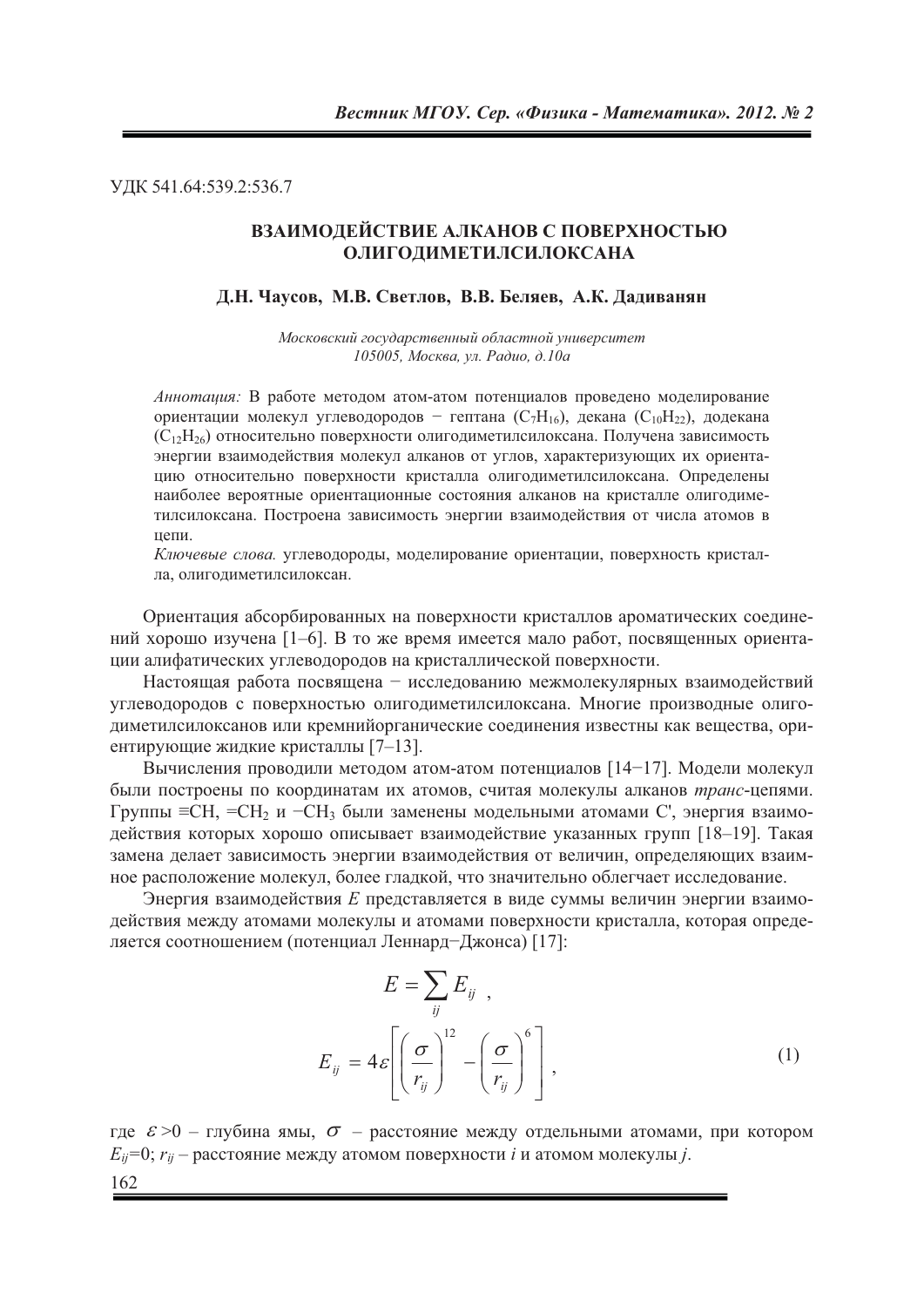УДК 541.64:539.2:536.7

# ВЗАИМОДЕЙСТВИЕ АЛКАНОВ С ПОВЕРХНОСТЬЮ ОЛИГОДИМЕТИЛСИЛОКСАНА

**Д.Н. Чаусов, М.В. Светлов, В.В. Беляев, А.К. Дадиванян**

*Московский государственный областной университет*
*105005, Москва, ул. Радио, д.10а*

*Аннотация:* В работе методом атом-атом потенциалов проведено моделирование ориентации молекул углеводородов − гептана ($C_7H_{16}$), декана ($C_{10}H_{22}$), додекана ($C_{12}H_{26}$) относительно поверхности олигодиметилсилоксана. Получена зависимость энергии взаимодействия молекул алканов от углов, характеризующих их ориентацию относительно поверхности кристалла олигодиметилсилоксана. Определены наиболее вероятные ориентационные состояния алканов на кристалле олигодиметилсилоксана. Построена зависимость энергии взаимодействия от числа атомов в цепи.

*Ключевые слова.* углеводороды, моделирование ориентации, поверхность кристалла, олигодиметилсилоксан.

Ориентация абсорбированных на поверхности кристаллов ароматических соединений хорошо изучена [1–6]. В то же время имеется мало работ, посвященных ориентации алифатических углеводородов на кристаллической поверхности.

Настоящая работа посвящена − исследованию межмолекулярных взаимодействий углеводородов с поверхностью олигодиметилсилоксана. Многие производные олигодиметилсилоксанов или кремнийорганические соединения известны как вещества, ориентирующие жидкие кристаллы [7–13].

Вычисления проводили методом атом-атом потенциалов [14−17]. Модели молекул были построены по координатам их атомов, считая молекулы алканов *транс*-цепями. Группы ≡CH, =$CH_2$ и −$CH_3$ были заменены модельными атомами C', энергия взаимодействия которых хорошо описывает взаимодействие указанных групп [18–19]. Такая замена делает зависимость энергии взаимодействия от величин, определяющих взаимное расположение молекул, более гладкой, что значительно облегчает исследование.

Энергия взаимодействия $E$ представляется в виде суммы величин энергии взаимодействия между атомами молекулы и атомами поверхности кристалла, которая определяется соотношением (потенциал Леннард−Джонса) [17]:

$$E = \sum_{ij} E_{ij} \ ,$$

$$E_{ij} = 4\varepsilon\left[\left(\frac{\sigma}{r_{ij}}\right)^{12} - \left(\frac{\sigma}{r_{ij}}\right)^{6}\right], \tag{1}$$

где $\varepsilon > 0$ – глубина ямы, $\sigma$ – расстояние между отдельными атомами, при котором $E_{ij}=0$; $r_{ij}$ – расстояние между атомом поверхности $i$ и атомом молекулы $j$.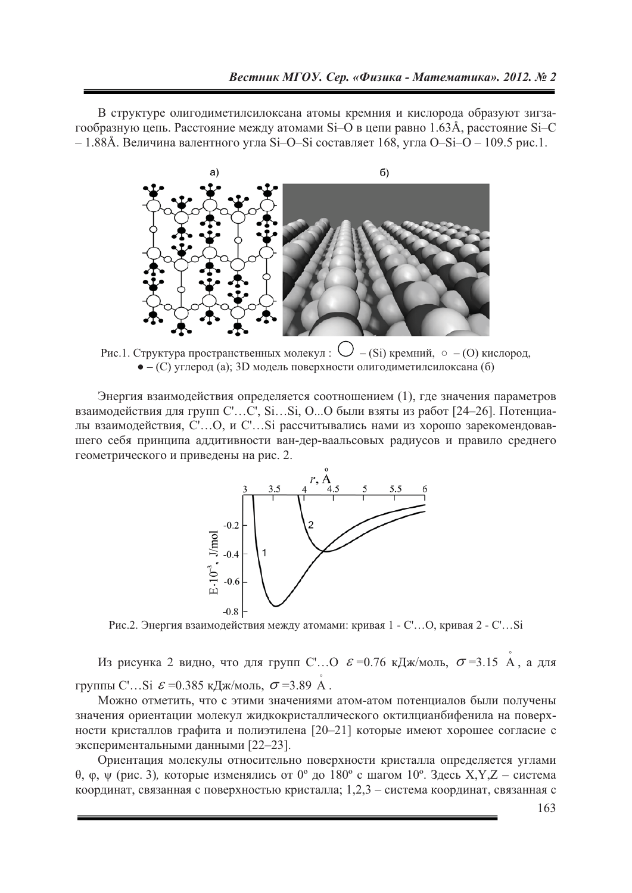В структуре олигодиметилсилоксана атомы кремния и кислорода образуют зигзагообразную цепь. Расстояние между атомами Si–O в цепи равно 1.63Å, расстояние Si–C – 1.88Å. Величина валентного угла Si–O–Si составляет 168, угла O–Si–O – 109.5 рис.1.

Рис.1. Структура пространственных молекул : ◯ – (Si) кремний, ○ – (O) кислород, ● – (C) углерод (а); 3D модель поверхности олигодиметилсилоксана (б)

Энергия взаимодействия определяется соотношением (1), где значения параметров взаимодействия для групп C'…C', Si…Si, O...O были взяты из работ [24–26]. Потенциалы взаимодействия, C'…O, и C'…Si рассчитывались нами из хорошо зарекомендовавшего себя принципа аддитивности ван-дер-ваальсовых радиусов и правило среднего геометрического и приведены на рис. 2.

Рис.2. Энергия взаимодействия между атомами: кривая 1 - C'…O, кривая 2 - C'…Si

Из рисунка 2 видно, что для групп C'…O $\varepsilon$=0.76 кДж/моль, $\sigma$=3.15 Å, а для группы C'…Si $\varepsilon$=0.385 кДж/моль, $\sigma$=3.89 Å.

Можно отметить, что с этими значениями атом-атом потенциалов были получены значения ориентации молекул жидкокристаллического октилцианбифенила на поверхности кристаллов графита и полиэтилена [20–21] которые имеют хорошее согласие с экспериментальными данными [22–23].

Ориентация молекулы относительно поверхности кристалла определяется углами θ, φ, ψ (рис. 3), которые изменялись от 0º до 180º с шагом 10º. Здесь X,Y,Z – система координат, связанная с поверхностью кристалла; 1,2,3 – система координат, связанная с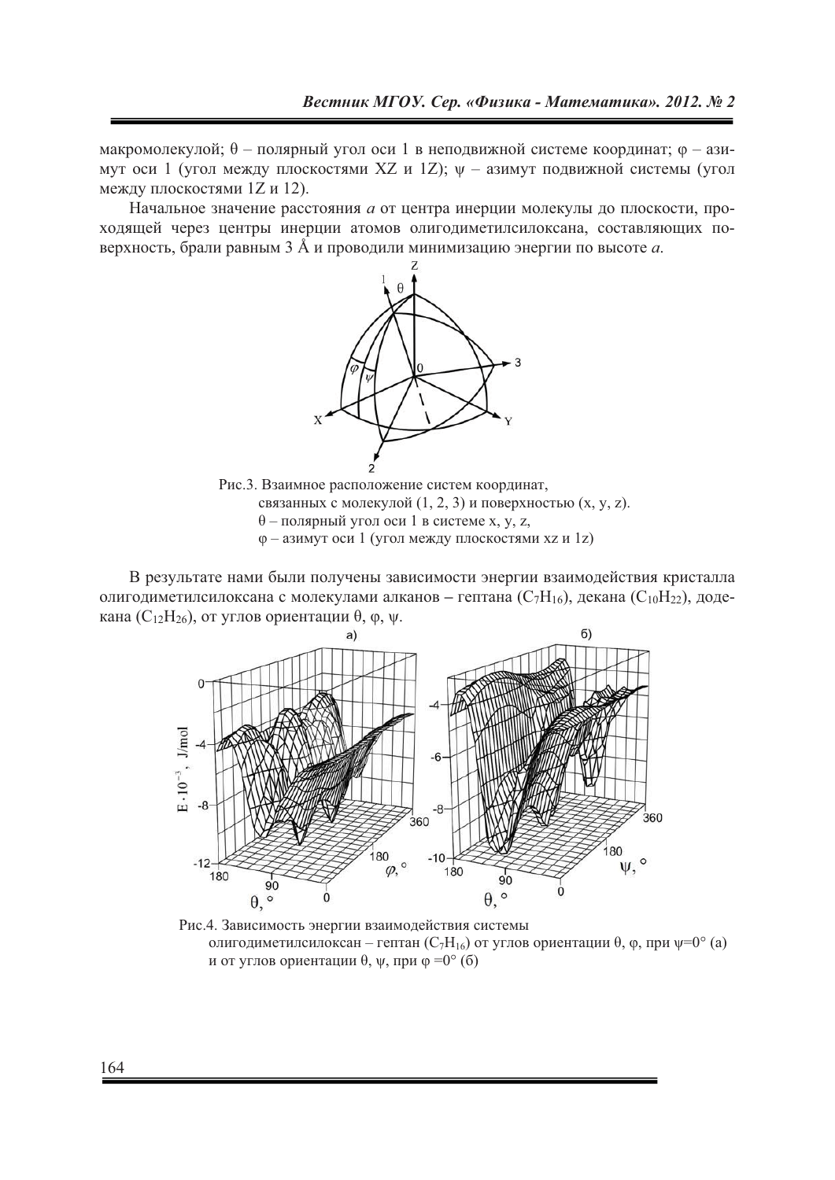макромолекулой; θ – полярный угол оси 1 в неподвижной системе координат; φ – азимут оси 1 (угол между плоскостями XZ и 1Z); ψ – азимут подвижной системы (угол между плоскостями 1Z и 12).

Начальное значение расстояния *a* от центра инерции молекулы до плоскости, проходящей через центры инерции атомов олигодиметилсилоксана, составляющих поверхность, брали равным 3 Å и проводили минимизацию энергии по высоте *a*.

Рис.3. Взаимное расположение систем координат, связанных с молекулой (1, 2, 3) и поверхностью (x, y, z). θ – полярный угол оси 1 в системе x, y, z, φ – азимут оси 1 (угол между плоскостями xz и 1z)

В результате нами были получены зависимости энергии взаимодействия кристалла олигодиметилсилоксана с молекулами алканов – гептана ($C_7H_{16}$), декана ($C_{10}H_{22}$), додекана ($C_{12}H_{26}$), от углов ориентации θ, φ, ψ.

Рис.4. Зависимость энергии взаимодействия системы олигодиметилсилоксан – гептан ($C_7H_{16}$) от углов ориентации θ, φ, при ψ=0° (а) и от углов ориентации θ, ψ, при φ =0° (б)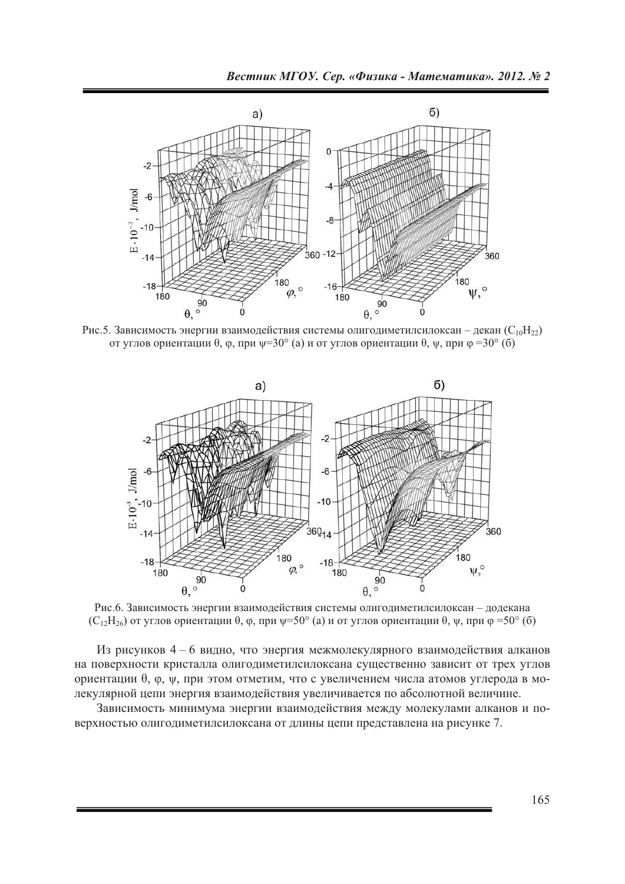Рис.5. Зависимость энергии взаимодействия системы олигодиметилсилоксан – декан ($C_{10}H_{22}$) от углов ориентации θ, φ, при ψ=30° (а) и от углов ориентации θ, ψ, при φ =30° (б)

Рис.6. Зависимость энергии взаимодействия системы олигодиметилсилоксан – додекана ($C_{12}H_{26}$) от углов ориентации θ, φ, при ψ=50° (а) и от углов ориентации θ, ψ, при φ =50° (б)

Из рисунков 4 – 6 видно, что энергия межмолекулярного взаимодействия алканов на поверхности кристалла олигодиметилсилоксана существенно зависит от трех углов ориентации θ, φ, ψ, при этом отметим, что с увеличением числа атомов углерода в молекулярной цепи энергия взаимодействия увеличивается по абсолютной величине.

Зависимость минимума энергии взаимодействия между молекулами алканов и поверхностью олигодиметилсилоксана от длины цепи представлена на рисунке 7.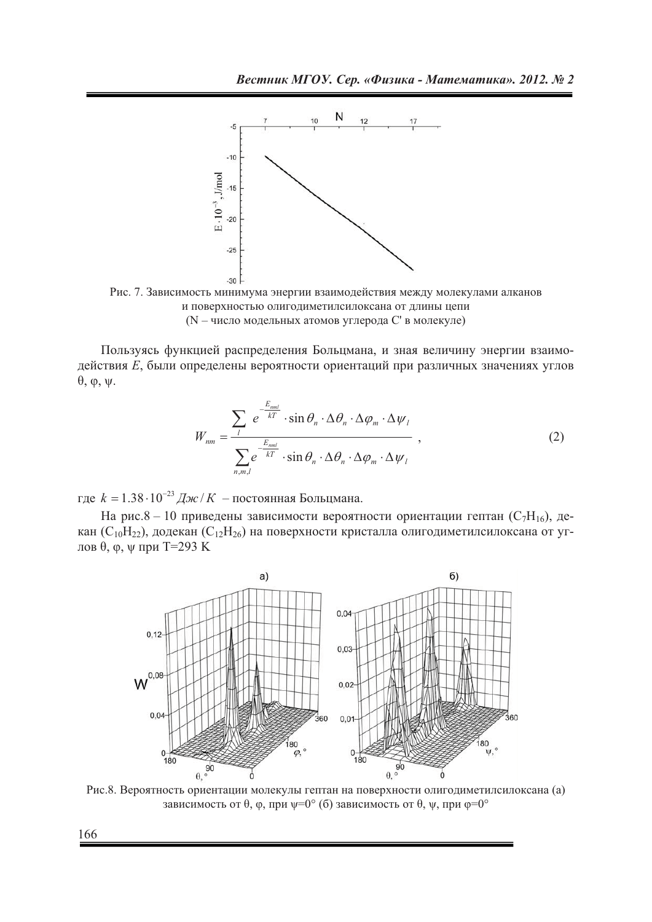Рис. 7. Зависимость минимума энергии взаимодействия между молекулами алканов и поверхностью олигодиметилсилоксана от длины цепи (N – число модельных атомов углерода C' в молекуле)

Пользуясь функцией распределения Больцмана, и зная величину энергии взаимодействия $E$, были определены вероятности ориентаций при различных значениях углов θ, φ, ψ.

$$W_{nm} = \frac{\sum\limits_{l} e^{-\frac{E_{nml}}{kT}} \cdot \sin\theta_n \cdot \Delta\theta_n \cdot \Delta\varphi_m \cdot \Delta\psi_l}{\sum\limits_{n,m,l} e^{-\frac{E_{nml}}{kT}} \cdot \sin\theta_n \cdot \Delta\theta_n \cdot \Delta\varphi_m \cdot \Delta\psi_l}\ , \tag{2}$$

где $k = 1.38 \cdot 10^{-23}$ *Дж/К* – постоянная Больцмана.

На рис.8 – 10 приведены зависимости вероятности ориентации гептан ($C_7H_{16}$), декан ($C_{10}H_{22}$), додекан ($C_{12}H_{26}$) на поверхности кристалла олигодиметилсилоксана от углов θ, φ, ψ при T=293 K

Рис.8. Вероятность ориентации молекулы гептан на поверхности олигодиметилсилоксана (а) зависимость от θ, φ, при ψ=0° (б) зависимость от θ, ψ, при φ=0°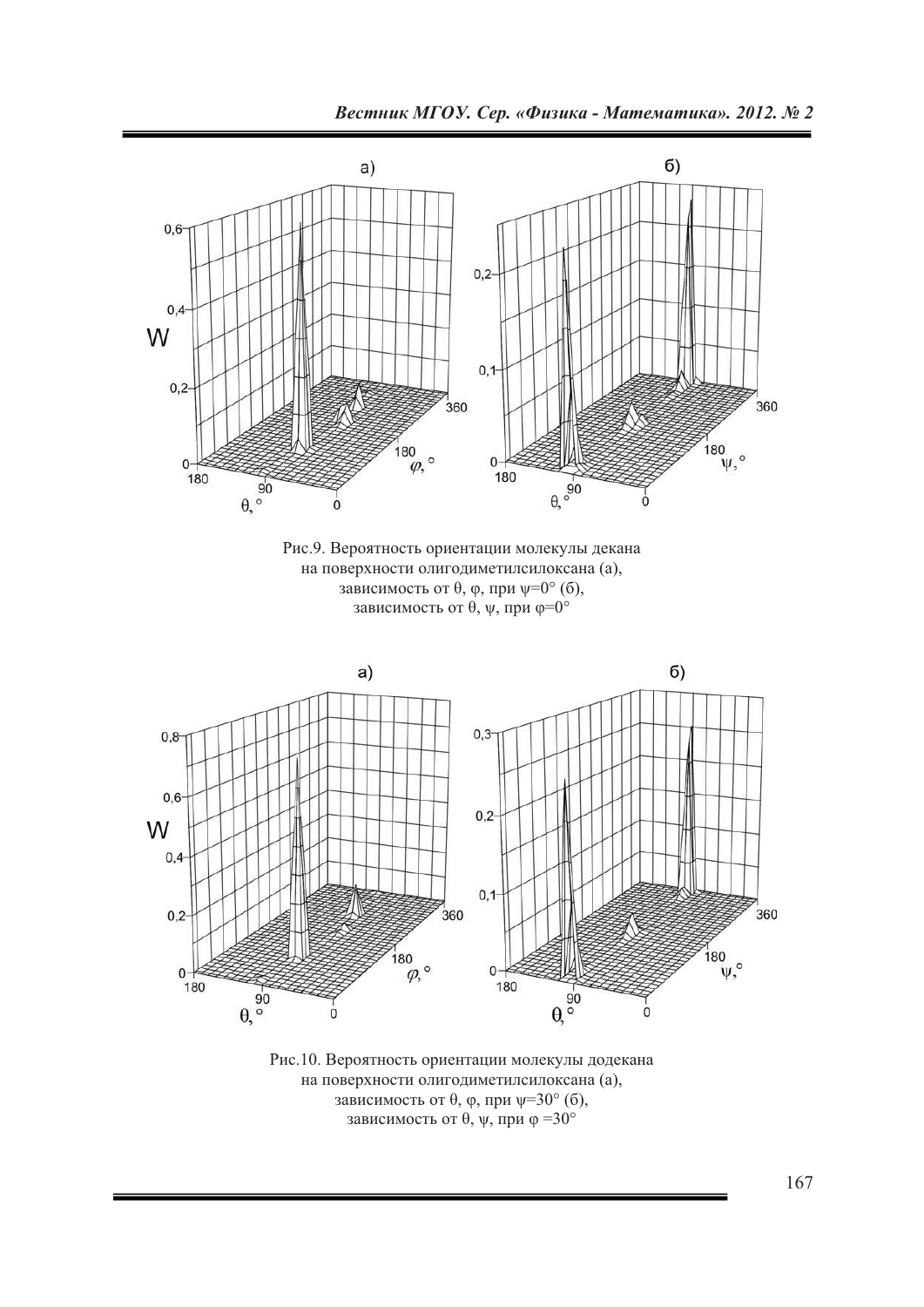Рис.9. Вероятность ориентации молекулы декана на поверхности олигодиметилсилоксана (а), зависимость от θ, φ, при ψ=0° (б), зависимость от θ, ψ, при φ=0°

Рис.10. Вероятность ориентации молекулы додекана на поверхности олигодиметилсилоксана (а), зависимость от θ, φ, при ψ=30° (б), зависимость от θ, ψ, при φ =30°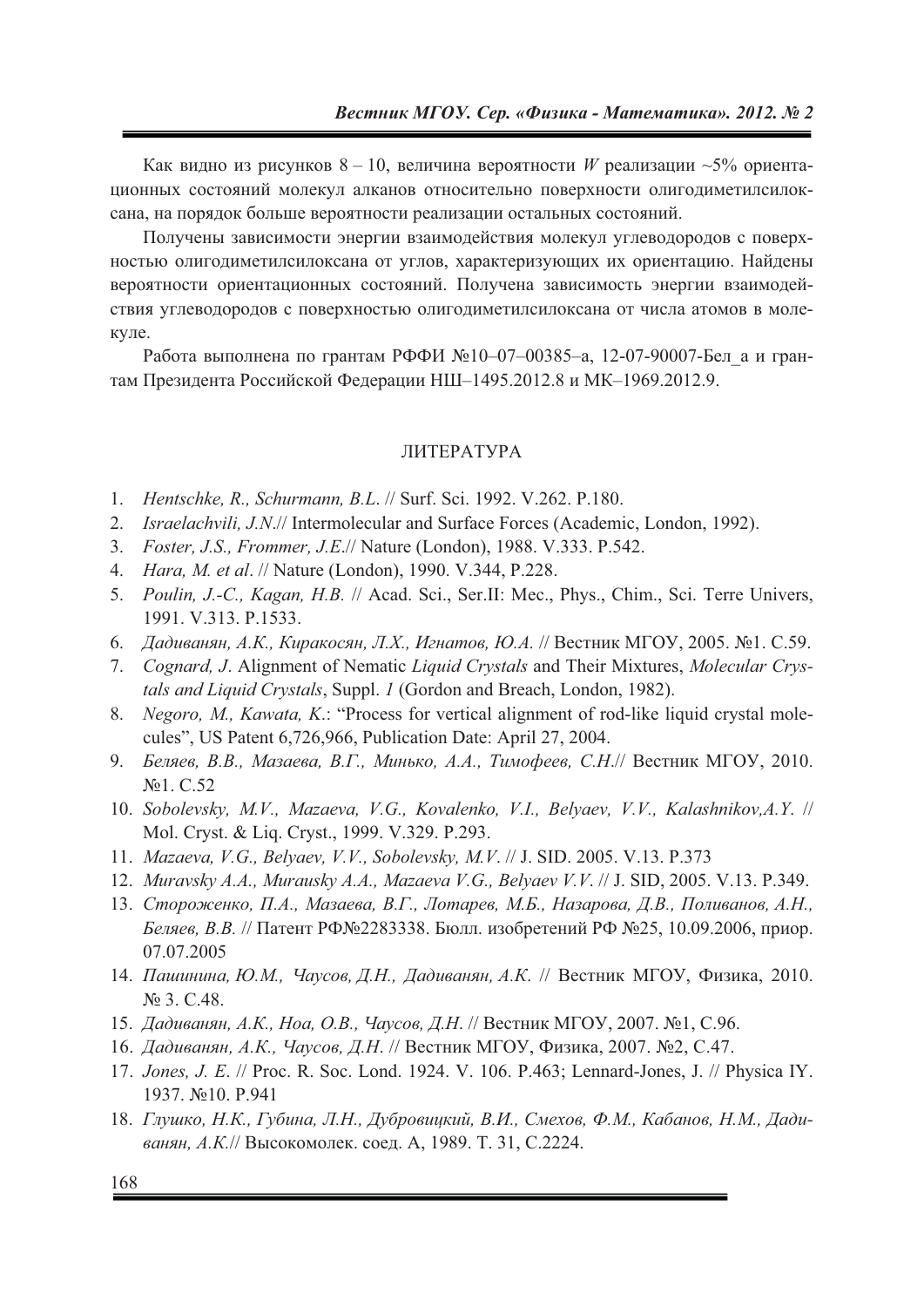Как видно из рисунков 8 – 10, величина вероятности *W* реализации ~5% ориентационных состояний молекул алканов относительно поверхности олигодиметилсилоксана, на порядок больше вероятности реализации остальных состояний.

Получены зависимости энергии взаимодействия молекул углеводородов с поверхностью олигодиметилсилоксана от углов, характеризующих их ориентацию. Найдены вероятности ориентационных состояний. Получена зависимость энергии взаимодействия углеводородов с поверхностью олигодиметилсилоксана от числа атомов в молекуле.

Работа выполнена по грантам РФФИ №10–07–00385–а, 12-07-90007-Бел_а и грантам Президента Российской Федерации НШ–1495.2012.8 и МК–1969.2012.9.

## ЛИТЕРАТУРА

1. *Hentschke, R., Schurmann, B.L.* // Surf. Sci. 1992. V.262. P.180.
2. *Israelachvili, J.N.*// Intermolecular and Surface Forces (Academic, London, 1992).
3. *Foster, J.S., Frommer, J.E.*// Nature (London), 1988. V.333. P.542.
4. *Hara, M. et al*. // Nature (London), 1990. V.344, P.228.
5. *Poulin, J.-C., Kagan, H.B.* // Acad. Sci., Ser.II: Mec., Phys., Chim., Sci. Terre Univers, 1991. V.313. P.1533.
6. *Дадиванян, А.К., Киракосян, Л.Х., Игнатов, Ю.А.* // Вестник МГОУ, 2005. №1. С.59.
7. *Cognard, J*. Alignment of Nematic *Liquid Crystals* and Their Mixtures, *Molecular Crystals and Liquid Crystals*, Suppl. *1* (Gordon and Breach, London, 1982).
8. *Negoro, M., Kawata, K.*: "Process for vertical alignment of rod-like liquid crystal molecules", US Patent 6,726,966, Publication Date: April 27, 2004.
9. *Беляев, В.В., Мазаева, В.Г., Минько, А.А., Тимофеев, С.Н.*// Вестник МГОУ, 2010. №1. С.52
10. *Sobolevsky, M.V., Mazaeva, V.G., Kovalenko, V.I., Belyaev, V.V., Kalashnikov,A.Y.* // Mol. Cryst. & Liq. Cryst., 1999. V.329. P.293.
11. *Mazaeva, V.G., Belyaev, V.V., Sobolevsky, M.V.* // J. SID. 2005. V.13. P.373
12. *Muravsky A.A., Murausky A.A., Mazaeva V.G., Belyaev V.V.* // J. SID, 2005. V.13. P.349.
13. *Стороженко, П.А., Мазаева, В.Г., Лотарев, М.Б., Назарова, Д.В., Поливанов, А.Н., Беляев, В.В.* // Патент РФ№2283338. Бюлл. изобретений РФ №25, 10.09.2006, приор. 07.07.2005
14. *Пашинина, Ю.М., Чаусов, Д.Н., Дадиванян, А.К.* // Вестник МГОУ, Физика, 2010. № 3. С.48.
15. *Дадиванян, А.К., Ноа, О.В., Чаусов, Д.Н.* // Вестник МГОУ, 2007. №1, С.96.
16. *Дадиванян, А.К., Чаусов, Д.Н.* // Вестник МГОУ, Физика, 2007. №2, С.47.
17. *Jones, J. E.* // Proc. R. Soc. Lond. 1924. V. 106. P.463; Lennard-Jones, J. // Physica IY. 1937. №10. P.941
18. *Глушко, Н.К., Губина, Л.Н., Дубровицкий, В.И., Смехов, Ф.М., Кабанов, Н.М., Дадиванян, А.К.*// Высокомолек. соед. А, 1989. Т. 31, С.2224.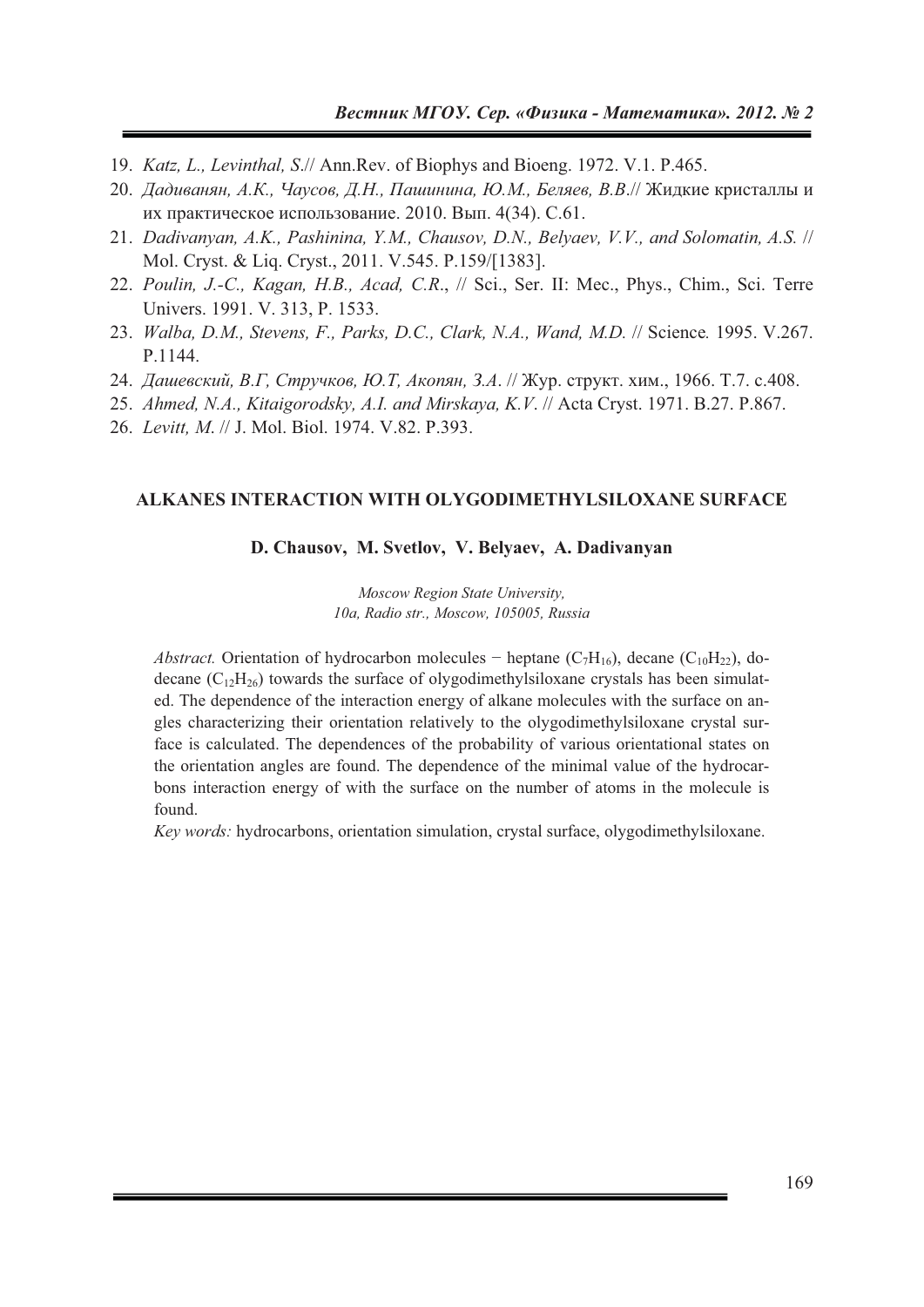19. *Katz, L., Levinthal, S.*// Ann.Rev. of Biophys and Bioeng. 1972. V.1. P.465.
20. *Дадиванян, А.К., Чаусов, Д.Н., Пашинина, Ю.М., Беляев, В.В.*// Жидкие кристаллы и их практическое использование. 2010. Вып. 4(34). С.61.
21. *Dadivanyan, A.K., Pashinina, Y.M., Chausov, D.N., Belyaev, V.V., and Solomatin, A.S.* // Mol. Cryst. & Liq. Cryst., 2011. V.545. P.159/[1383].
22. *Poulin, J.-C., Kagan, H.B., Acad, C.R.*, // Sci., Ser. II: Mec., Phys., Chim., Sci. Terre Univers. 1991. V. 313, P. 1533.
23. *Walba, D.M., Stevens, F., Parks, D.C., Clark, N.A., Wand, M.D.* // Science. 1995. V.267. P.1144.
24. *Дашевский, В.Г, Стручков, Ю.Т, Акопян, З.А.* // Жур. структ. хим., 1966. Т.7. с.408.
25. *Ahmed, N.A., Kitaigorodsky, A.I. and Mirskaya, K.V.* // Acta Cryst. 1971. B.27. P.867.
26. *Levitt, M.* // J. Mol. Biol. 1974. V.82. P.393.

## ALKANES INTERACTION WITH OLYGODIMETHYLSILOXANE SURFACE

**D. Chausov, M. Svetlov, V. Belyaev, A. Dadivanyan**

*Moscow Region State University,*
*10a, Radio str., Moscow, 105005, Russia*

*Abstract.* Orientation of hydrocarbon molecules − heptane ($C_7H_{16}$), decane ($C_{10}H_{22}$), dodecane ($C_{12}H_{26}$) towards the surface of olygodimethylsiloxane crystals has been simulated. The dependence of the interaction energy of alkane molecules with the surface on angles characterizing their orientation relatively to the olygodimethylsiloxane crystal surface is calculated. The dependences of the probability of various orientational states on the orientation angles are found. The dependence of the minimal value of the hydrocarbons interaction energy of with the surface on the number of atoms in the molecule is found.

*Key words:* hydrocarbons, orientation simulation, crystal surface, olygodimethylsiloxane.